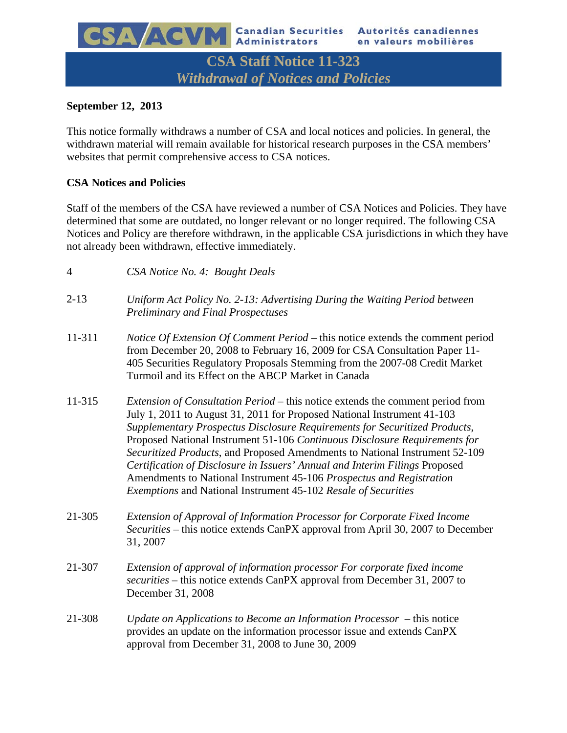**Canadian Securities Administrators** | **Autorités canadiennes en valeurs mobilières**

# CSA Staff Notice 11-323
## *Withdrawal of Notices and Policies*

**September 12, 2013**

This notice formally withdraws a number of CSA and local notices and policies. In general, the withdrawn material will remain available for historical research purposes in the CSA members' websites that permit comprehensive access to CSA notices.

**CSA Notices and Policies**

Staff of the members of the CSA have reviewed a number of CSA Notices and Policies. They have determined that some are outdated, no longer relevant or no longer required. The following CSA Notices and Policy are therefore withdrawn, in the applicable CSA jurisdictions in which they have not already been withdrawn, effective immediately.

| | |
|---|---|
| 4 | *CSA Notice No. 4: Bought Deals* |
| 2-13 | *Uniform Act Policy No. 2-13: Advertising During the Waiting Period between Preliminary and Final Prospectuses* |
| 11-311 | *Notice Of Extension Of Comment Period* – this notice extends the comment period from December 20, 2008 to February 16, 2009 for CSA Consultation Paper 11-405 Securities Regulatory Proposals Stemming from the 2007-08 Credit Market Turmoil and its Effect on the ABCP Market in Canada |
| 11-315 | *Extension of Consultation Period* – this notice extends the comment period from July 1, 2011 to August 31, 2011 for Proposed National Instrument 41-103 *Supplementary Prospectus Disclosure Requirements for Securitized Products*, Proposed National Instrument 51-106 *Continuous Disclosure Requirements for Securitized Products*, and Proposed Amendments to National Instrument 52-109 *Certification of Disclosure in Issuers' Annual and Interim Filings* Proposed Amendments to National Instrument 45-106 *Prospectus and Registration Exemptions* and National Instrument 45-102 *Resale of Securities* |
| 21-305 | *Extension of Approval of Information Processor for Corporate Fixed Income Securities* – this notice extends CanPX approval from April 30, 2007 to December 31, 2007 |
| 21-307 | *Extension of approval of information processor For corporate fixed income securities* – this notice extends CanPX approval from December 31, 2007 to December 31, 2008 |
| 21-308 | *Update on Applications to Become an Information Processor* – this notice provides an update on the information processor issue and extends CanPX approval from December 31, 2008 to June 30, 2009 |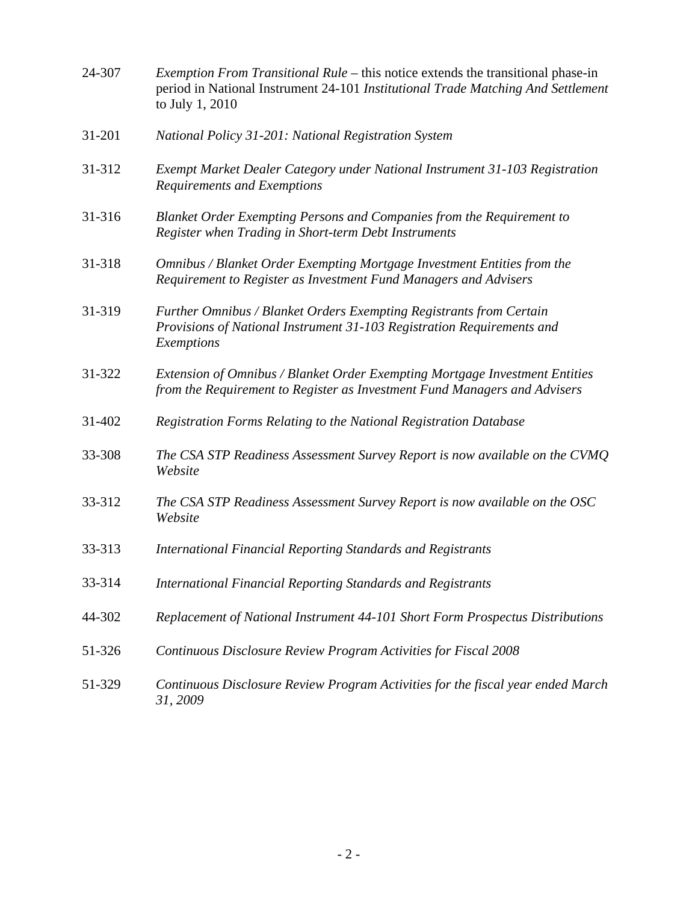| | |
|---|---|
| 24-307 | *Exemption From Transitional Rule* – this notice extends the transitional phase-in period in National Instrument 24-101 *Institutional Trade Matching And Settlement* to July 1, 2010 |
| 31-201 | *National Policy 31-201: National Registration System* |
| 31-312 | *Exempt Market Dealer Category under National Instrument 31-103 Registration Requirements and Exemptions* |
| 31-316 | *Blanket Order Exempting Persons and Companies from the Requirement to Register when Trading in Short-term Debt Instruments* |
| 31-318 | *Omnibus / Blanket Order Exempting Mortgage Investment Entities from the Requirement to Register as Investment Fund Managers and Advisers* |
| 31-319 | *Further Omnibus / Blanket Orders Exempting Registrants from Certain Provisions of National Instrument 31-103 Registration Requirements and Exemptions* |
| 31-322 | *Extension of Omnibus / Blanket Order Exempting Mortgage Investment Entities from the Requirement to Register as Investment Fund Managers and Advisers* |
| 31-402 | *Registration Forms Relating to the National Registration Database* |
| 33-308 | *The CSA STP Readiness Assessment Survey Report is now available on the CVMQ Website* |
| 33-312 | *The CSA STP Readiness Assessment Survey Report is now available on the OSC Website* |
| 33-313 | *International Financial Reporting Standards and Registrants* |
| 33-314 | *International Financial Reporting Standards and Registrants* |
| 44-302 | *Replacement of National Instrument 44-101 Short Form Prospectus Distributions* |
| 51-326 | *Continuous Disclosure Review Program Activities for Fiscal 2008* |
| 51-329 | *Continuous Disclosure Review Program Activities for the fiscal year ended March 31, 2009* |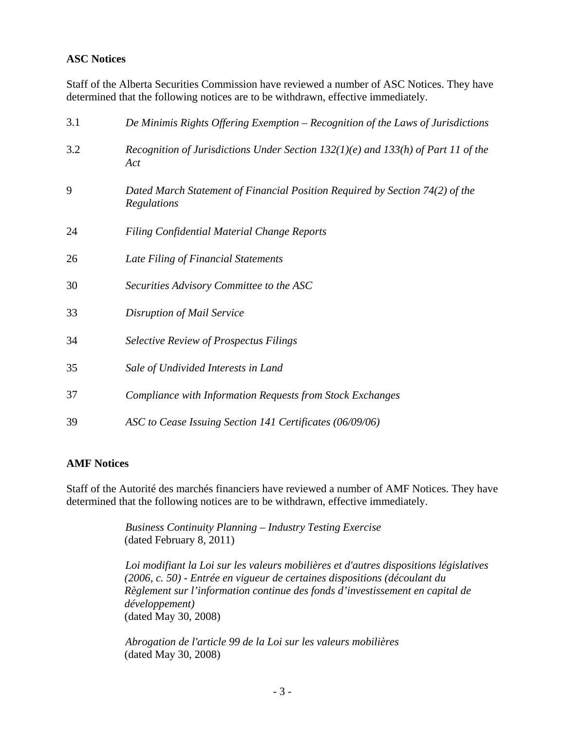**ASC Notices**

Staff of the Alberta Securities Commission have reviewed a number of ASC Notices. They have determined that the following notices are to be withdrawn, effective immediately.

| | |
|---|---|
| 3.1 | *De Minimis Rights Offering Exemption – Recognition of the Laws of Jurisdictions* |
| 3.2 | *Recognition of Jurisdictions Under Section 132(1)(e) and 133(h) of Part 11 of the Act* |
| 9 | *Dated March Statement of Financial Position Required by Section 74(2) of the Regulations* |
| 24 | *Filing Confidential Material Change Reports* |
| 26 | *Late Filing of Financial Statements* |
| 30 | *Securities Advisory Committee to the ASC* |
| 33 | *Disruption of Mail Service* |
| 34 | *Selective Review of Prospectus Filings* |
| 35 | *Sale of Undivided Interests in Land* |
| 37 | *Compliance with Information Requests from Stock Exchanges* |
| 39 | *ASC to Cease Issuing Section 141 Certificates (06/09/06)* |

**AMF Notices**

Staff of the Autorité des marchés financiers have reviewed a number of AMF Notices. They have determined that the following notices are to be withdrawn, effective immediately.

*Business Continuity Planning – Industry Testing Exercise*
(dated February 8, 2011)

*Loi modifiant la Loi sur les valeurs mobilières et d'autres dispositions législatives (2006, c. 50) - Entrée en vigueur de certaines dispositions (découlant du Règlement sur l'information continue des fonds d'investissement en capital de développement)*
(dated May 30, 2008)

*Abrogation de l'article 99 de la Loi sur les valeurs mobilières*
(dated May 30, 2008)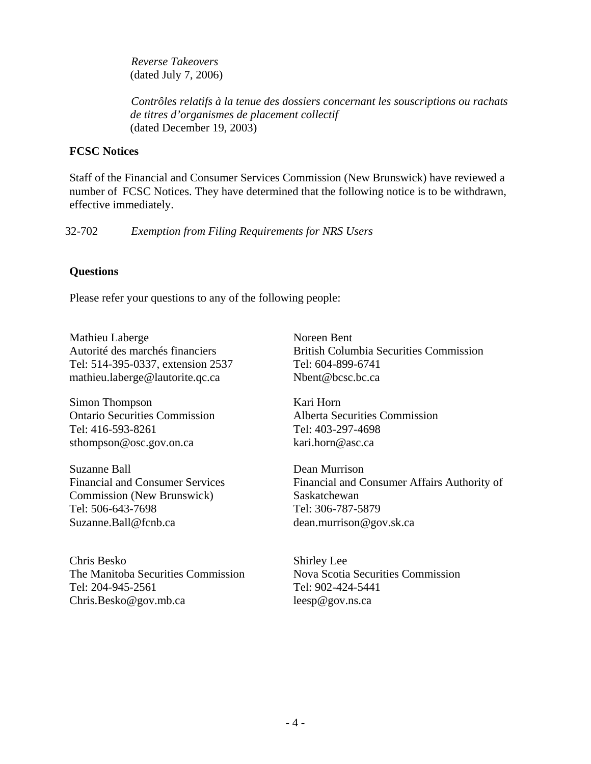*Reverse Takeovers*
(dated July 7, 2006)

*Contrôles relatifs à la tenue des dossiers concernant les souscriptions ou rachats de titres d'organismes de placement collectif*
(dated December 19, 2003)

**FCSC Notices**

Staff of the Financial and Consumer Services Commission (New Brunswick) have reviewed a number of FCSC Notices. They have determined that the following notice is to be withdrawn, effective immediately.

32-702 *Exemption from Filing Requirements for NRS Users*

**Questions**

Please refer your questions to any of the following people:

Mathieu Laberge
Autorité des marchés financiers
Tel: 514-395-0337, extension 2537
mathieu.laberge@lautorite.qc.ca

Noreen Bent
British Columbia Securities Commission
Tel: 604-899-6741
Nbent@bcsc.bc.ca

Simon Thompson
Ontario Securities Commission
Tel: 416-593-8261
sthompson@osc.gov.on.ca

Kari Horn
Alberta Securities Commission
Tel: 403-297-4698
kari.horn@asc.ca

Suzanne Ball
Financial and Consumer Services Commission (New Brunswick)
Tel: 506-643-7698
Suzanne.Ball@fcnb.ca

Dean Murrison
Financial and Consumer Affairs Authority of Saskatchewan
Tel: 306-787-5879
dean.murrison@gov.sk.ca

Chris Besko
The Manitoba Securities Commission
Tel: 204-945-2561
Chris.Besko@gov.mb.ca

Shirley Lee
Nova Scotia Securities Commission
Tel: 902-424-5441
leesp@gov.ns.ca